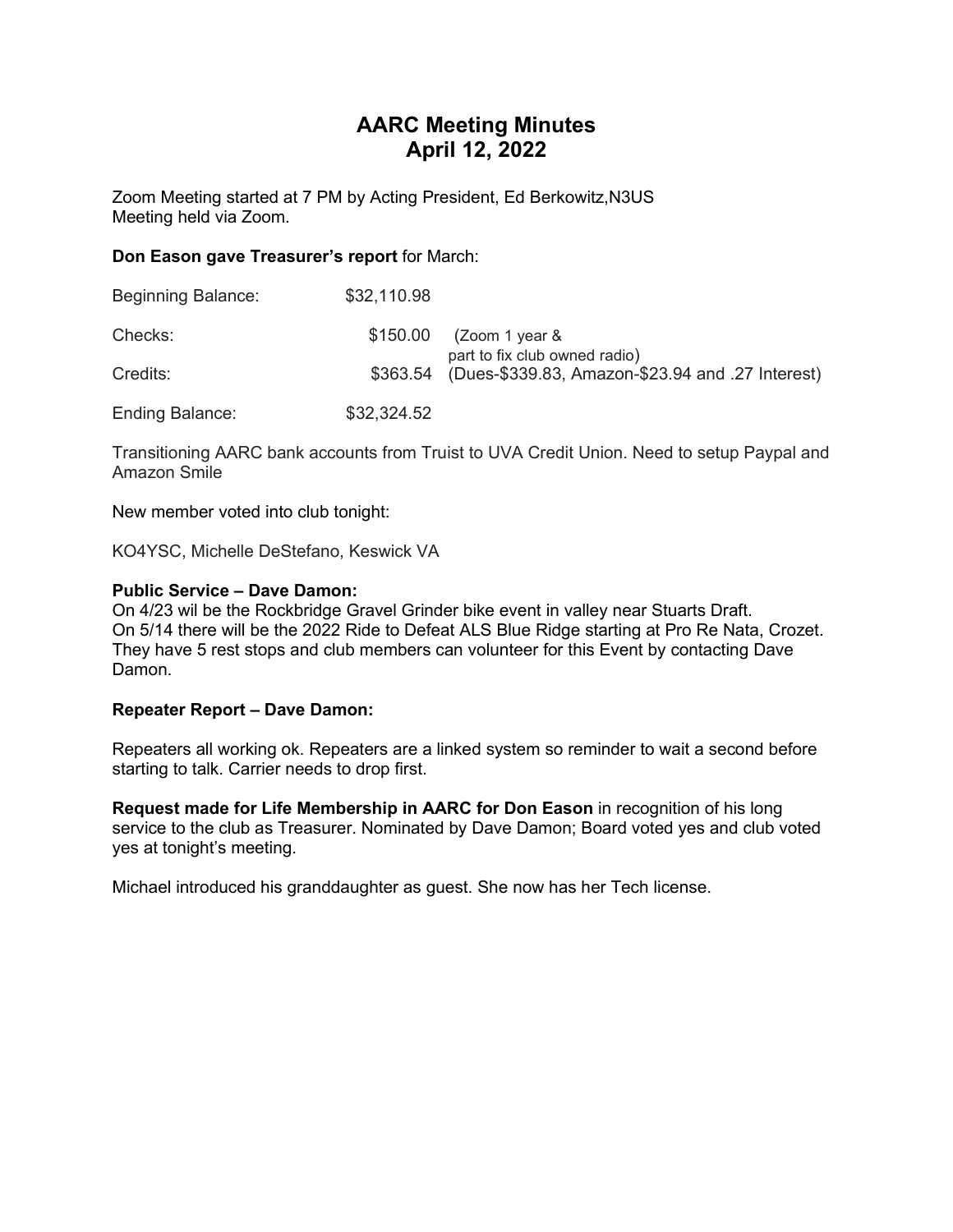# AARC Meeting Minutes
# April 12, 2022

Zoom Meeting started at 7 PM by Acting President, Ed Berkowitz,N3US
Meeting held via Zoom.

**Don Eason gave Treasurer's report** for March:

| | | |
|---|---|---|
| Beginning Balance: | $32,110.98 | |
| Checks: | $150.00 | (Zoom 1 year & part to fix club owned radio) |
| Credits: | $363.54 | (Dues-$339.83, Amazon-$23.94 and .27 Interest) |
| Ending Balance: | $32,324.52 | |

Transitioning AARC bank accounts from Truist to UVA Credit Union. Need to setup Paypal and Amazon Smile

New member voted into club tonight:

KO4YSC, Michelle DeStefano, Keswick VA

**Public Service – Dave Damon:**
On 4/23 wil be the Rockbridge Gravel Grinder bike event in valley near Stuarts Draft.
On 5/14 there will be the 2022 Ride to Defeat ALS Blue Ridge starting at Pro Re Nata, Crozet. They have 5 rest stops and club members can volunteer for this Event by contacting Dave Damon.

**Repeater Report – Dave Damon:**

Repeaters all working ok. Repeaters are a linked system so reminder to wait a second before starting to talk. Carrier needs to drop first.

**Request made for Life Membership in AARC for Don Eason** in recognition of his long service to the club as Treasurer. Nominated by Dave Damon; Board voted yes and club voted yes at tonight's meeting.

Michael introduced his granddaughter as guest. She now has her Tech license.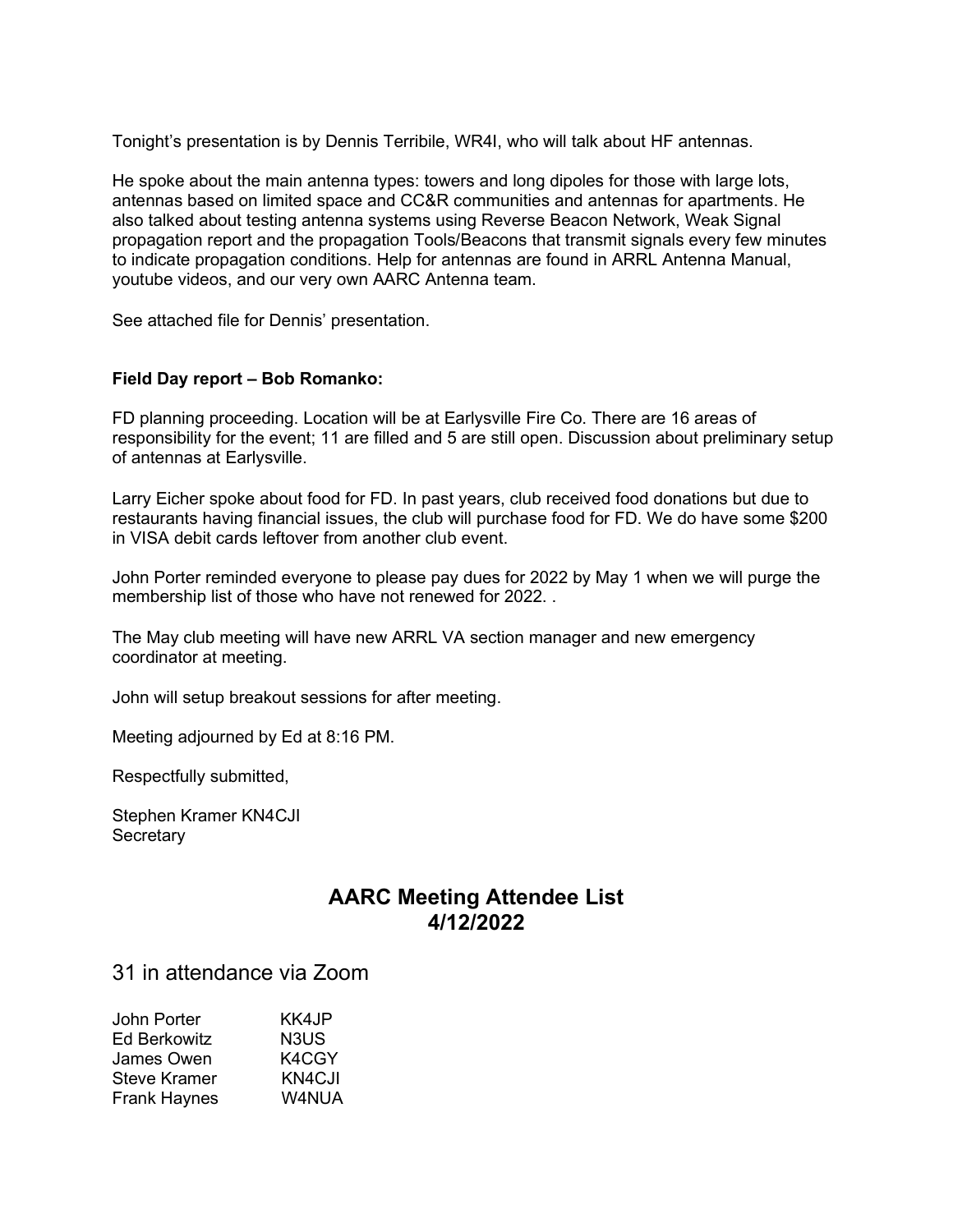Tonight's presentation is by Dennis Terribile, WR4I, who will talk about HF antennas.

He spoke about the main antenna types: towers and long dipoles for those with large lots, antennas based on limited space and CC&R communities and antennas for apartments. He also talked about testing antenna systems using Reverse Beacon Network, Weak Signal propagation report and the propagation Tools/Beacons that transmit signals every few minutes to indicate propagation conditions. Help for antennas are found in ARRL Antenna Manual, youtube videos, and our very own AARC Antenna team.

See attached file for Dennis' presentation.

**Field Day report – Bob Romanko:**

FD planning proceeding. Location will be at Earlysville Fire Co. There are 16 areas of responsibility for the event; 11 are filled and 5 are still open. Discussion about preliminary setup of antennas at Earlysville.

Larry Eicher spoke about food for FD. In past years, club received food donations but due to restaurants having financial issues, the club will purchase food for FD. We do have some $200 in VISA debit cards leftover from another club event.

John Porter reminded everyone to please pay dues for 2022 by May 1 when we will purge the membership list of those who have not renewed for 2022. .

The May club meeting will have new ARRL VA section manager and new emergency coordinator at meeting.

John will setup breakout sessions for after meeting.

Meeting adjourned by Ed at 8:16 PM.

Respectfully submitted,

Stephen Kramer KN4CJI
Secretary

## AARC Meeting Attendee List
## 4/12/2022

31 in attendance via Zoom

| | |
|---|---|
| John Porter | KK4JP |
| Ed Berkowitz | N3US |
| James Owen | K4CGY |
| Steve Kramer | KN4CJI |
| Frank Haynes | W4NUA |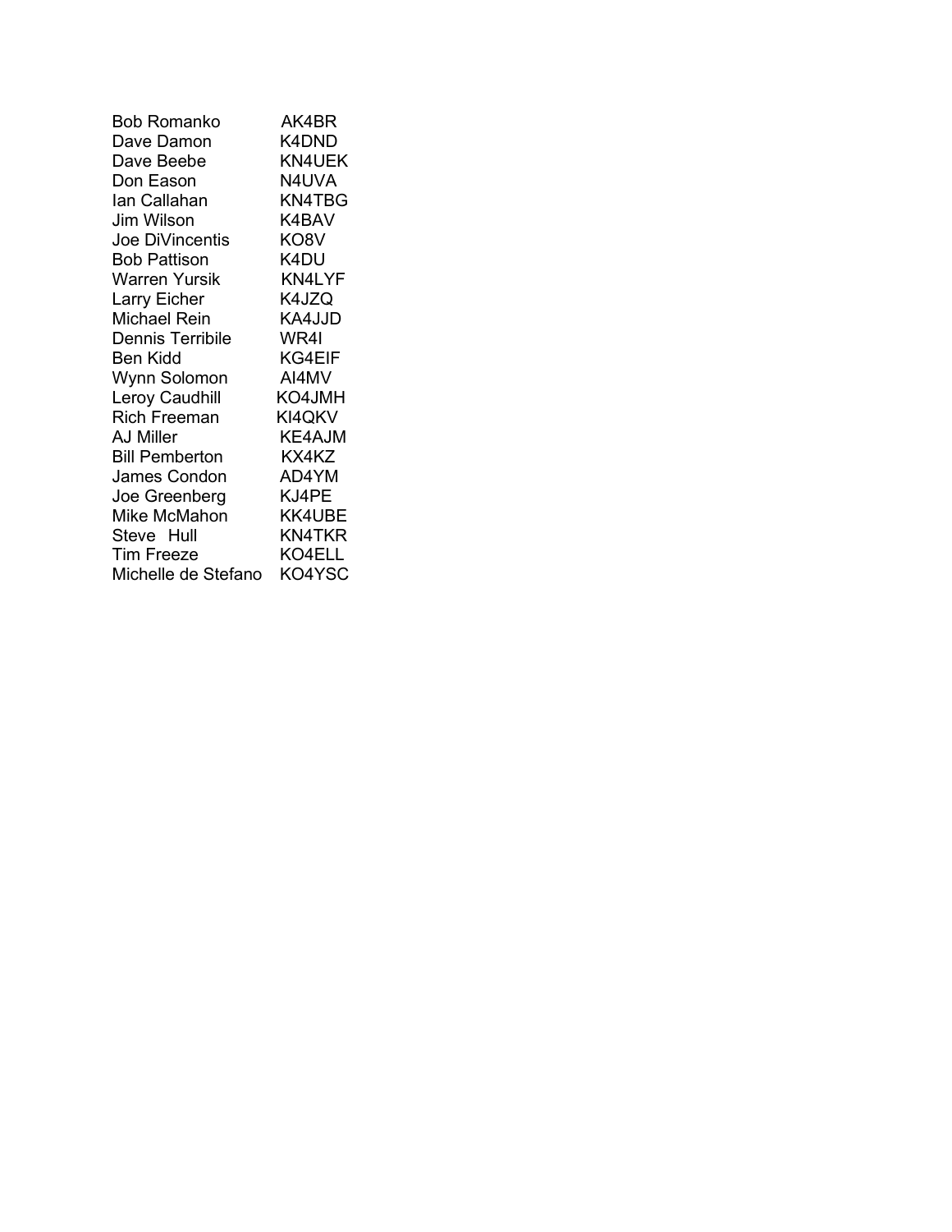| | |
|---|---|
| Bob Romanko | AK4BR |
| Dave Damon | K4DND |
| Dave Beebe | KN4UEK |
| Don Eason | N4UVA |
| Ian Callahan | KN4TBG |
| Jim Wilson | K4BAV |
| Joe DiVincentis | KO8V |
| Bob Pattison | K4DU |
| Warren Yursik | KN4LYF |
| Larry Eicher | K4JZQ |
| Michael Rein | KA4JJD |
| Dennis Terribile | WR4I |
| Ben Kidd | KG4EIF |
| Wynn Solomon | AI4MV |
| Leroy Caudhill | KO4JMH |
| Rich Freeman | KI4QKV |
| AJ Miller | KE4AJM |
| Bill Pemberton | KX4KZ |
| James Condon | AD4YM |
| Joe Greenberg | KJ4PE |
| Mike McMahon | KK4UBE |
| Steve Hull | KN4TKR |
| Tim Freeze | KO4ELL |
| Michelle de Stefano | KO4YSC |